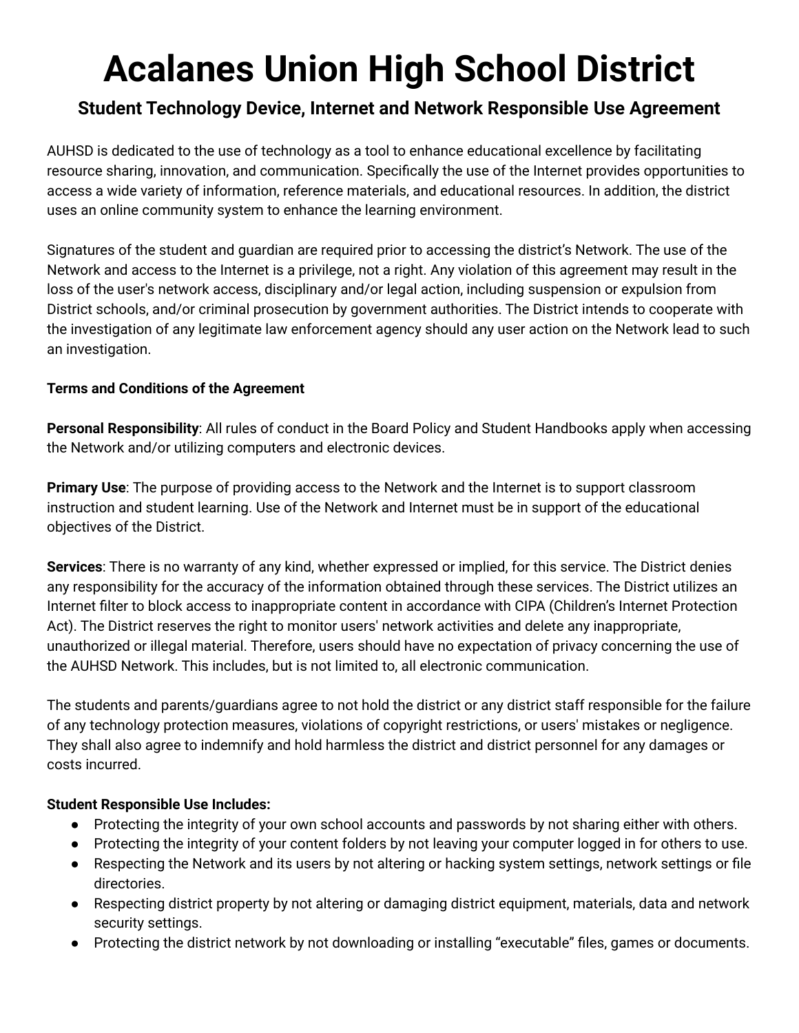# Acalanes Union High School District

## Student Technology Device, Internet and Network Responsible Use Agreement

AUHSD is dedicated to the use of technology as a tool to enhance educational excellence by facilitating resource sharing, innovation, and communication. Specifically the use of the Internet provides opportunities to access a wide variety of information, reference materials, and educational resources. In addition, the district uses an online community system to enhance the learning environment.

Signatures of the student and guardian are required prior to accessing the district's Network. The use of the Network and access to the Internet is a privilege, not a right. Any violation of this agreement may result in the loss of the user's network access, disciplinary and/or legal action, including suspension or expulsion from District schools, and/or criminal prosecution by government authorities. The District intends to cooperate with the investigation of any legitimate law enforcement agency should any user action on the Network lead to such an investigation.

**Terms and Conditions of the Agreement**

**Personal Responsibility**: All rules of conduct in the Board Policy and Student Handbooks apply when accessing the Network and/or utilizing computers and electronic devices.

**Primary Use**: The purpose of providing access to the Network and the Internet is to support classroom instruction and student learning. Use of the Network and Internet must be in support of the educational objectives of the District.

**Services**: There is no warranty of any kind, whether expressed or implied, for this service. The District denies any responsibility for the accuracy of the information obtained through these services. The District utilizes an Internet filter to block access to inappropriate content in accordance with CIPA (Children's Internet Protection Act). The District reserves the right to monitor users' network activities and delete any inappropriate, unauthorized or illegal material. Therefore, users should have no expectation of privacy concerning the use of the AUHSD Network. This includes, but is not limited to, all electronic communication.

The students and parents/guardians agree to not hold the district or any district staff responsible for the failure of any technology protection measures, violations of copyright restrictions, or users' mistakes or negligence. They shall also agree to indemnify and hold harmless the district and district personnel for any damages or costs incurred.

**Student Responsible Use Includes:**

- Protecting the integrity of your own school accounts and passwords by not sharing either with others.
- Protecting the integrity of your content folders by not leaving your computer logged in for others to use.
- Respecting the Network and its users by not altering or hacking system settings, network settings or file directories.
- Respecting district property by not altering or damaging district equipment, materials, data and network security settings.
- Protecting the district network by not downloading or installing "executable" files, games or documents.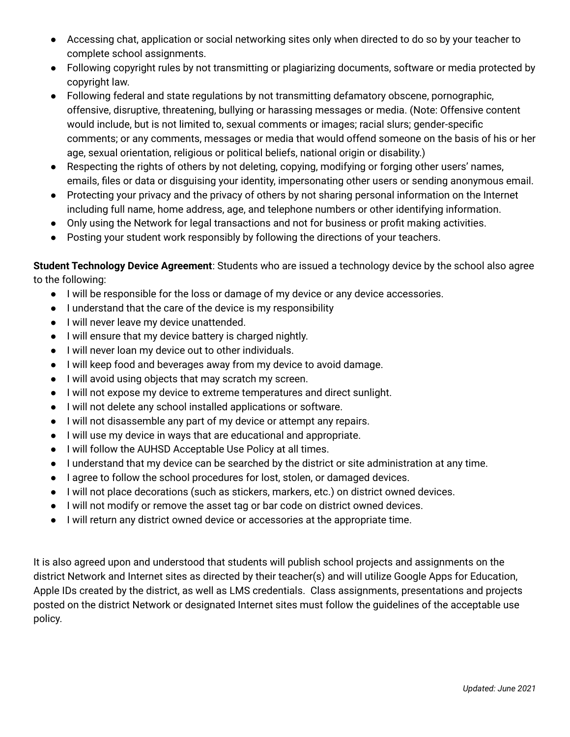- Accessing chat, application or social networking sites only when directed to do so by your teacher to complete school assignments.
- Following copyright rules by not transmitting or plagiarizing documents, software or media protected by copyright law.
- Following federal and state regulations by not transmitting defamatory obscene, pornographic, offensive, disruptive, threatening, bullying or harassing messages or media. (Note: Offensive content would include, but is not limited to, sexual comments or images; racial slurs; gender-specific comments; or any comments, messages or media that would offend someone on the basis of his or her age, sexual orientation, religious or political beliefs, national origin or disability.)
- Respecting the rights of others by not deleting, copying, modifying or forging other users' names, emails, files or data or disguising your identity, impersonating other users or sending anonymous email.
- Protecting your privacy and the privacy of others by not sharing personal information on the Internet including full name, home address, age, and telephone numbers or other identifying information.
- Only using the Network for legal transactions and not for business or profit making activities.
- Posting your student work responsibly by following the directions of your teachers.

**Student Technology Device Agreement**: Students who are issued a technology device by the school also agree to the following:

- I will be responsible for the loss or damage of my device or any device accessories.
- I understand that the care of the device is my responsibility
- I will never leave my device unattended.
- I will ensure that my device battery is charged nightly.
- I will never loan my device out to other individuals.
- I will keep food and beverages away from my device to avoid damage.
- I will avoid using objects that may scratch my screen.
- I will not expose my device to extreme temperatures and direct sunlight.
- I will not delete any school installed applications or software.
- I will not disassemble any part of my device or attempt any repairs.
- I will use my device in ways that are educational and appropriate.
- I will follow the AUHSD Acceptable Use Policy at all times.
- I understand that my device can be searched by the district or site administration at any time.
- I agree to follow the school procedures for lost, stolen, or damaged devices.
- I will not place decorations (such as stickers, markers, etc.) on district owned devices.
- I will not modify or remove the asset tag or bar code on district owned devices.
- I will return any district owned device or accessories at the appropriate time.

It is also agreed upon and understood that students will publish school projects and assignments on the district Network and Internet sites as directed by their teacher(s) and will utilize Google Apps for Education, Apple IDs created by the district, as well as LMS credentials. Class assignments, presentations and projects posted on the district Network or designated Internet sites must follow the guidelines of the acceptable use policy.

*Updated: June 2021*